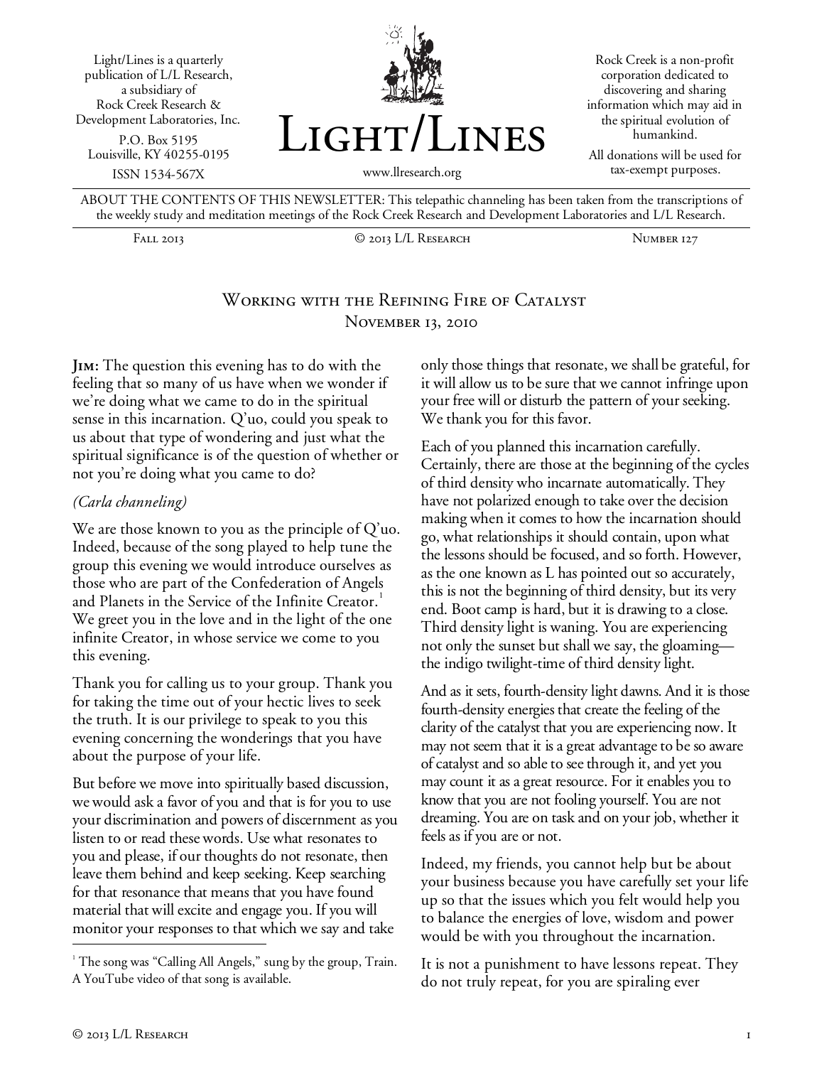Light/Lines is a quarterly publication of L/L Research, a subsidiary of Rock Creek Research & Development Laboratories, Inc.

P.O. Box 5195
Louisville, KY 40255-0195

ISSN 1534-567X

# Light/Lines

www.llresearch.org

Rock Creek is a non-profit corporation dedicated to discovering and sharing information which may aid in the spiritual evolution of humankind.

All donations will be used for tax-exempt purposes.

ABOUT THE CONTENTS OF THIS NEWSLETTER: This telepathic channeling has been taken from the transcriptions of the weekly study and meditation meetings of the Rock Creek Research and Development Laboratories and L/L Research.

Fall 2013 | © 2013 L/L Research | Number 127

## Working with the Refining Fire of Catalyst
### November 13, 2010

**Jim:** The question this evening has to do with the feeling that so many of us have when we wonder if we're doing what we came to do in the spiritual sense in this incarnation. Q'uo, could you speak to us about that type of wondering and just what the spiritual significance is of the question of whether or not you're doing what you came to do?

*(Carla channeling)*

We are those known to you as the principle of Q'uo. Indeed, because of the song played to help tune the group this evening we would introduce ourselves as those who are part of the Confederation of Angels and Planets in the Service of the Infinite Creator.[1] We greet you in the love and in the light of the one infinite Creator, in whose service we come to you this evening.

Thank you for calling us to your group. Thank you for taking the time out of your hectic lives to seek the truth. It is our privilege to speak to you this evening concerning the wonderings that you have about the purpose of your life.

But before we move into spiritually based discussion, we would ask a favor of you and that is for you to use your discrimination and powers of discernment as you listen to or read these words. Use what resonates to you and please, if our thoughts do not resonate, then leave them behind and keep seeking. Keep searching for that resonance that means that you have found material that will excite and engage you. If you will monitor your responses to that which we say and take only those things that resonate, we shall be grateful, for it will allow us to be sure that we cannot infringe upon your free will or disturb the pattern of your seeking. We thank you for this favor.

Each of you planned this incarnation carefully. Certainly, there are those at the beginning of the cycles of third density who incarnate automatically. They have not polarized enough to take over the decision making when it comes to how the incarnation should go, what relationships it should contain, upon what the lessons should be focused, and so forth. However, as the one known as L has pointed out so accurately, this is not the beginning of third density, but its very end. Boot camp is hard, but it is drawing to a close. Third density light is waning. You are experiencing not only the sunset but shall we say, the gloaming—the indigo twilight-time of third density light.

And as it sets, fourth-density light dawns. And it is those fourth-density energies that create the feeling of the clarity of the catalyst that you are experiencing now. It may not seem that it is a great advantage to be so aware of catalyst and so able to see through it, and yet you may count it as a great resource. For it enables you to know that you are not fooling yourself. You are not dreaming. You are on task and on your job, whether it feels as if you are or not.

Indeed, my friends, you cannot help but be about your business because you have carefully set your life up so that the issues which you felt would help you to balance the energies of love, wisdom and power would be with you throughout the incarnation.

It is not a punishment to have lessons repeat. They do not truly repeat, for you are spiraling ever

[1] The song was "Calling All Angels," sung by the group, Train. A YouTube video of that song is available.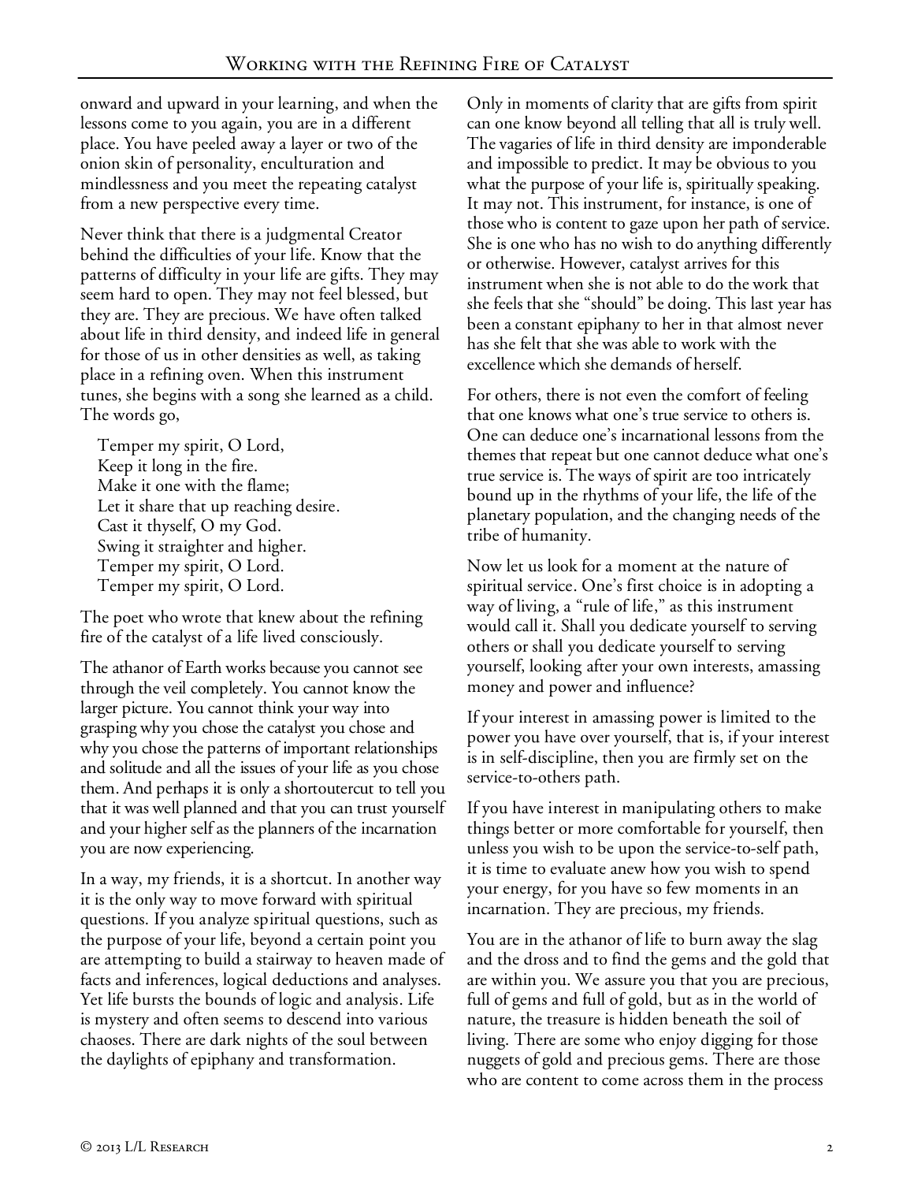onward and upward in your learning, and when the lessons come to you again, you are in a different place. You have peeled away a layer or two of the onion skin of personality, enculturation and mindlessness and you meet the repeating catalyst from a new perspective every time.

Never think that there is a judgmental Creator behind the difficulties of your life. Know that the patterns of difficulty in your life are gifts. They may seem hard to open. They may not feel blessed, but they are. They are precious. We have often talked about life in third density, and indeed life in general for those of us in other densities as well, as taking place in a refining oven. When this instrument tunes, she begins with a song she learned as a child. The words go,

> Temper my spirit, O Lord,
> Keep it long in the fire.
> Make it one with the flame;
> Let it share that up reaching desire.
> Cast it thyself, O my God.
> Swing it straighter and higher.
> Temper my spirit, O Lord.
> Temper my spirit, O Lord.

The poet who wrote that knew about the refining fire of the catalyst of a life lived consciously.

The athanor of Earth works because you cannot see through the veil completely. You cannot know the larger picture. You cannot think your way into grasping why you chose the catalyst you chose and why you chose the patterns of important relationships and solitude and all the issues of your life as you chose them. And perhaps it is only a shortoutercut to tell you that it was well planned and that you can trust yourself and your higher self as the planners of the incarnation you are now experiencing.

In a way, my friends, it is a shortcut. In another way it is the only way to move forward with spiritual questions. If you analyze spiritual questions, such as the purpose of your life, beyond a certain point you are attempting to build a stairway to heaven made of facts and inferences, logical deductions and analyses. Yet life bursts the bounds of logic and analysis. Life is mystery and often seems to descend into various chaoses. There are dark nights of the soul between the daylights of epiphany and transformation.

Only in moments of clarity that are gifts from spirit can one know beyond all telling that all is truly well. The vagaries of life in third density are imponderable and impossible to predict. It may be obvious to you what the purpose of your life is, spiritually speaking. It may not. This instrument, for instance, is one of those who is content to gaze upon her path of service. She is one who has no wish to do anything differently or otherwise. However, catalyst arrives for this instrument when she is not able to do the work that she feels that she "should" be doing. This last year has been a constant epiphany to her in that almost never has she felt that she was able to work with the excellence which she demands of herself.

For others, there is not even the comfort of feeling that one knows what one's true service to others is. One can deduce one's incarnational lessons from the themes that repeat but one cannot deduce what one's true service is. The ways of spirit are too intricately bound up in the rhythms of your life, the life of the planetary population, and the changing needs of the tribe of humanity.

Now let us look for a moment at the nature of spiritual service. One's first choice is in adopting a way of living, a "rule of life," as this instrument would call it. Shall you dedicate yourself to serving others or shall you dedicate yourself to serving yourself, looking after your own interests, amassing money and power and influence?

If your interest in amassing power is limited to the power you have over yourself, that is, if your interest is in self-discipline, then you are firmly set on the service-to-others path.

If you have interest in manipulating others to make things better or more comfortable for yourself, then unless you wish to be upon the service-to-self path, it is time to evaluate anew how you wish to spend your energy, for you have so few moments in an incarnation. They are precious, my friends.

You are in the athanor of life to burn away the slag and the dross and to find the gems and the gold that are within you. We assure you that you are precious, full of gems and full of gold, but as in the world of nature, the treasure is hidden beneath the soil of living. There are some who enjoy digging for those nuggets of gold and precious gems. There are those who are content to come across them in the process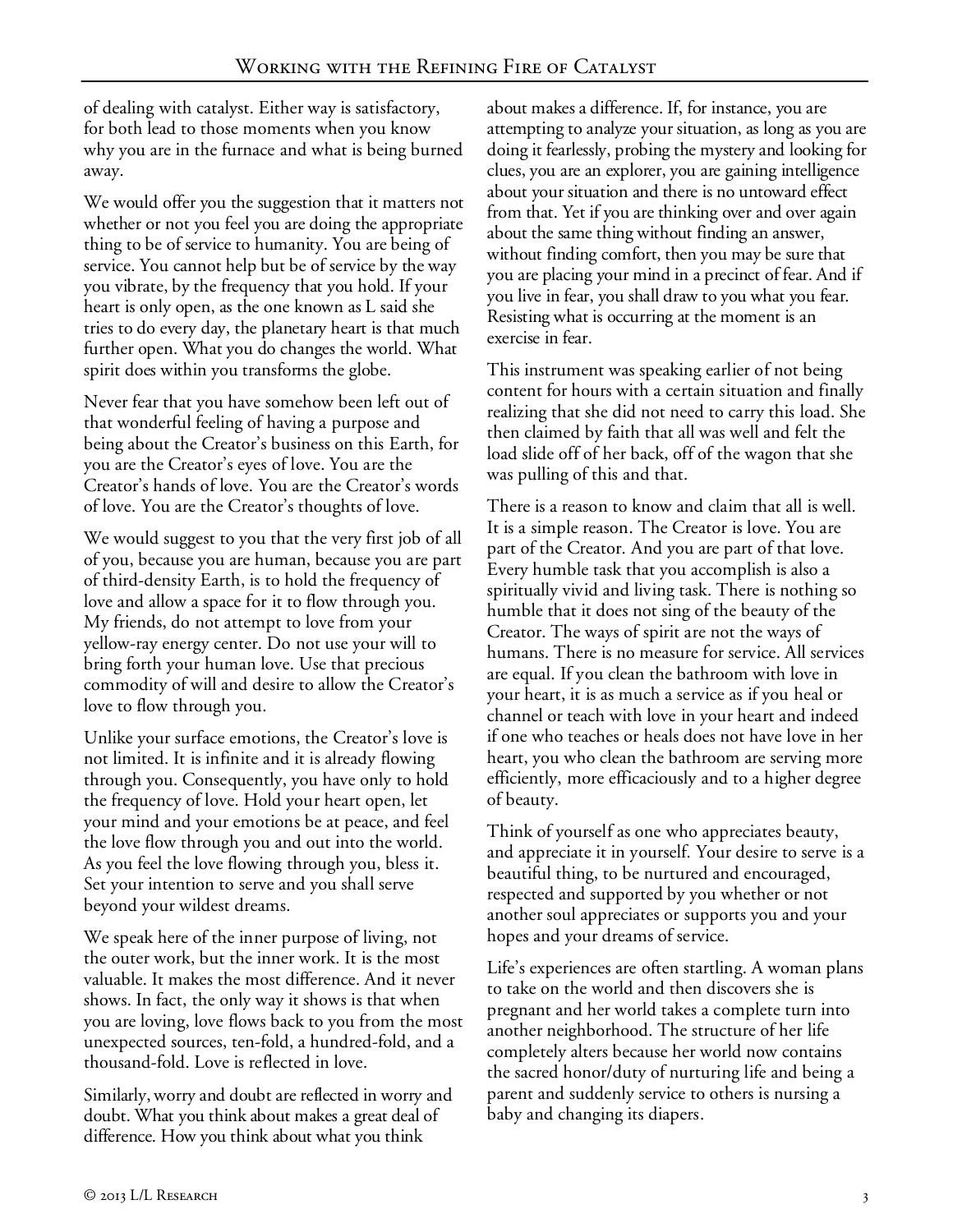of dealing with catalyst. Either way is satisfactory, for both lead to those moments when you know why you are in the furnace and what is being burned away.

We would offer you the suggestion that it matters not whether or not you feel you are doing the appropriate thing to be of service to humanity. You are being of service. You cannot help but be of service by the way you vibrate, by the frequency that you hold. If your heart is only open, as the one known as L said she tries to do every day, the planetary heart is that much further open. What you do changes the world. What spirit does within you transforms the globe.

Never fear that you have somehow been left out of that wonderful feeling of having a purpose and being about the Creator's business on this Earth, for you are the Creator's eyes of love. You are the Creator's hands of love. You are the Creator's words of love. You are the Creator's thoughts of love.

We would suggest to you that the very first job of all of you, because you are human, because you are part of third-density Earth, is to hold the frequency of love and allow a space for it to flow through you. My friends, do not attempt to love from your yellow-ray energy center. Do not use your will to bring forth your human love. Use that precious commodity of will and desire to allow the Creator's love to flow through you.

Unlike your surface emotions, the Creator's love is not limited. It is infinite and it is already flowing through you. Consequently, you have only to hold the frequency of love. Hold your heart open, let your mind and your emotions be at peace, and feel the love flow through you and out into the world. As you feel the love flowing through you, bless it. Set your intention to serve and you shall serve beyond your wildest dreams.

We speak here of the inner purpose of living, not the outer work, but the inner work. It is the most valuable. It makes the most difference. And it never shows. In fact, the only way it shows is that when you are loving, love flows back to you from the most unexpected sources, ten-fold, a hundred-fold, and a thousand-fold. Love is reflected in love.

Similarly, worry and doubt are reflected in worry and doubt. What you think about makes a great deal of difference. How you think about what you think about makes a difference. If, for instance, you are attempting to analyze your situation, as long as you are doing it fearlessly, probing the mystery and looking for clues, you are an explorer, you are gaining intelligence about your situation and there is no untoward effect from that. Yet if you are thinking over and over again about the same thing without finding an answer, without finding comfort, then you may be sure that you are placing your mind in a precinct of fear. And if you live in fear, you shall draw to you what you fear. Resisting what is occurring at the moment is an exercise in fear.

This instrument was speaking earlier of not being content for hours with a certain situation and finally realizing that she did not need to carry this load. She then claimed by faith that all was well and felt the load slide off of her back, off of the wagon that she was pulling of this and that.

There is a reason to know and claim that all is well. It is a simple reason. The Creator is love. You are part of the Creator. And you are part of that love. Every humble task that you accomplish is also a spiritually vivid and living task. There is nothing so humble that it does not sing of the beauty of the Creator. The ways of spirit are not the ways of humans. There is no measure for service. All services are equal. If you clean the bathroom with love in your heart, it is as much a service as if you heal or channel or teach with love in your heart and indeed if one who teaches or heals does not have love in her heart, you who clean the bathroom are serving more efficiently, more efficaciously and to a higher degree of beauty.

Think of yourself as one who appreciates beauty, and appreciate it in yourself. Your desire to serve is a beautiful thing, to be nurtured and encouraged, respected and supported by you whether or not another soul appreciates or supports you and your hopes and your dreams of service.

Life's experiences are often startling. A woman plans to take on the world and then discovers she is pregnant and her world takes a complete turn into another neighborhood. The structure of her life completely alters because her world now contains the sacred honor/duty of nurturing life and being a parent and suddenly service to others is nursing a baby and changing its diapers.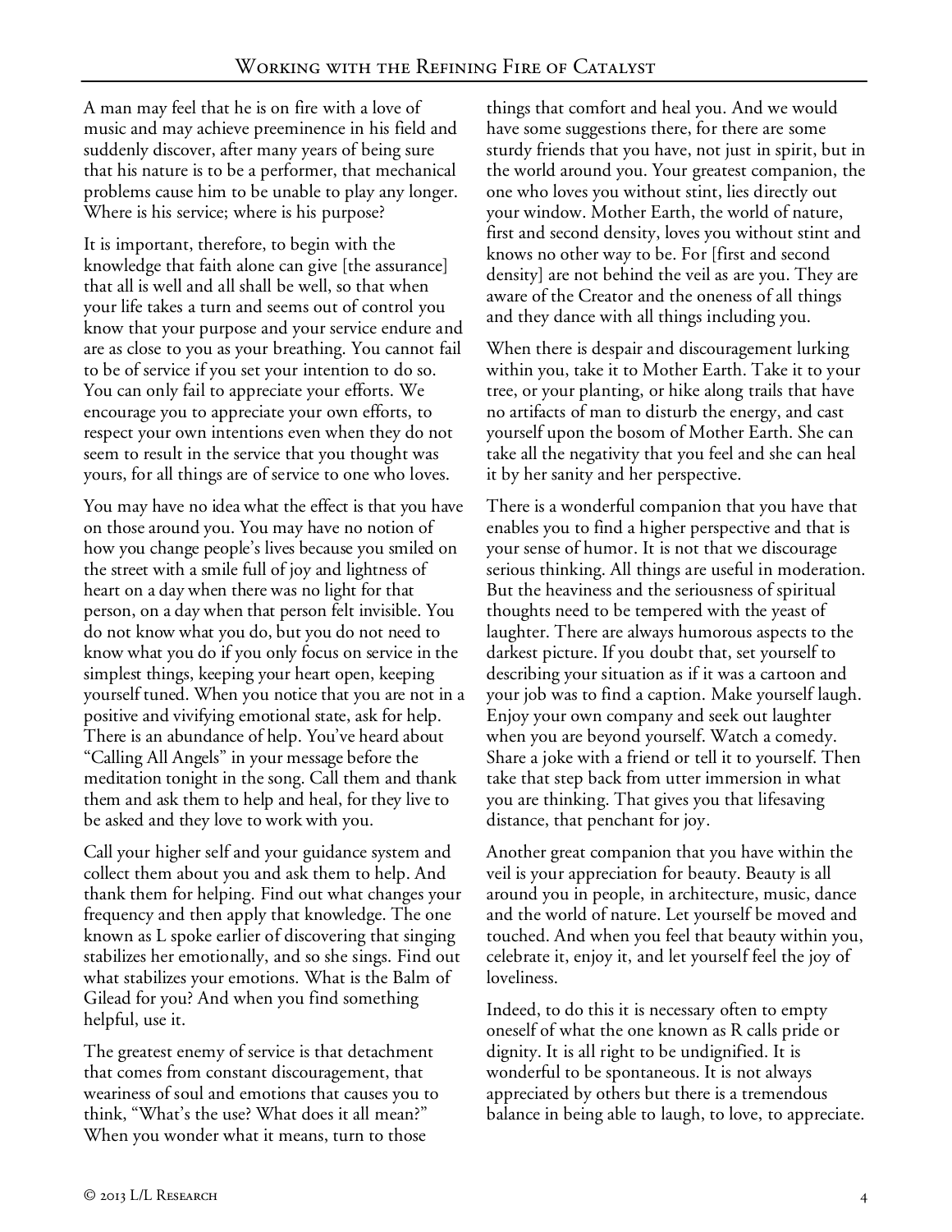A man may feel that he is on fire with a love of music and may achieve preeminence in his field and suddenly discover, after many years of being sure that his nature is to be a performer, that mechanical problems cause him to be unable to play any longer. Where is his service; where is his purpose?

It is important, therefore, to begin with the knowledge that faith alone can give [the assurance] that all is well and all shall be well, so that when your life takes a turn and seems out of control you know that your purpose and your service endure and are as close to you as your breathing. You cannot fail to be of service if you set your intention to do so. You can only fail to appreciate your efforts. We encourage you to appreciate your own efforts, to respect your own intentions even when they do not seem to result in the service that you thought was yours, for all things are of service to one who loves.

You may have no idea what the effect is that you have on those around you. You may have no notion of how you change people's lives because you smiled on the street with a smile full of joy and lightness of heart on a day when there was no light for that person, on a day when that person felt invisible. You do not know what you do, but you do not need to know what you do if you only focus on service in the simplest things, keeping your heart open, keeping yourself tuned. When you notice that you are not in a positive and vivifying emotional state, ask for help. There is an abundance of help. You've heard about "Calling All Angels" in your message before the meditation tonight in the song. Call them and thank them and ask them to help and heal, for they live to be asked and they love to work with you.

Call your higher self and your guidance system and collect them about you and ask them to help. And thank them for helping. Find out what changes your frequency and then apply that knowledge. The one known as L spoke earlier of discovering that singing stabilizes her emotionally, and so she sings. Find out what stabilizes your emotions. What is the Balm of Gilead for you? And when you find something helpful, use it.

The greatest enemy of service is that detachment that comes from constant discouragement, that weariness of soul and emotions that causes you to think, "What's the use? What does it all mean?" When you wonder what it means, turn to those things that comfort and heal you. And we would have some suggestions there, for there are some sturdy friends that you have, not just in spirit, but in the world around you. Your greatest companion, the one who loves you without stint, lies directly out your window. Mother Earth, the world of nature, first and second density, loves you without stint and knows no other way to be. For [first and second density] are not behind the veil as are you. They are aware of the Creator and the oneness of all things and they dance with all things including you.

When there is despair and discouragement lurking within you, take it to Mother Earth. Take it to your tree, or your planting, or hike along trails that have no artifacts of man to disturb the energy, and cast yourself upon the bosom of Mother Earth. She can take all the negativity that you feel and she can heal it by her sanity and her perspective.

There is a wonderful companion that you have that enables you to find a higher perspective and that is your sense of humor. It is not that we discourage serious thinking. All things are useful in moderation. But the heaviness and the seriousness of spiritual thoughts need to be tempered with the yeast of laughter. There are always humorous aspects to the darkest picture. If you doubt that, set yourself to describing your situation as if it was a cartoon and your job was to find a caption. Make yourself laugh. Enjoy your own company and seek out laughter when you are beyond yourself. Watch a comedy. Share a joke with a friend or tell it to yourself. Then take that step back from utter immersion in what you are thinking. That gives you that lifesaving distance, that penchant for joy.

Another great companion that you have within the veil is your appreciation for beauty. Beauty is all around you in people, in architecture, music, dance and the world of nature. Let yourself be moved and touched. And when you feel that beauty within you, celebrate it, enjoy it, and let yourself feel the joy of loveliness.

Indeed, to do this it is necessary often to empty oneself of what the one known as R calls pride or dignity. It is all right to be undignified. It is wonderful to be spontaneous. It is not always appreciated by others but there is a tremendous balance in being able to laugh, to love, to appreciate.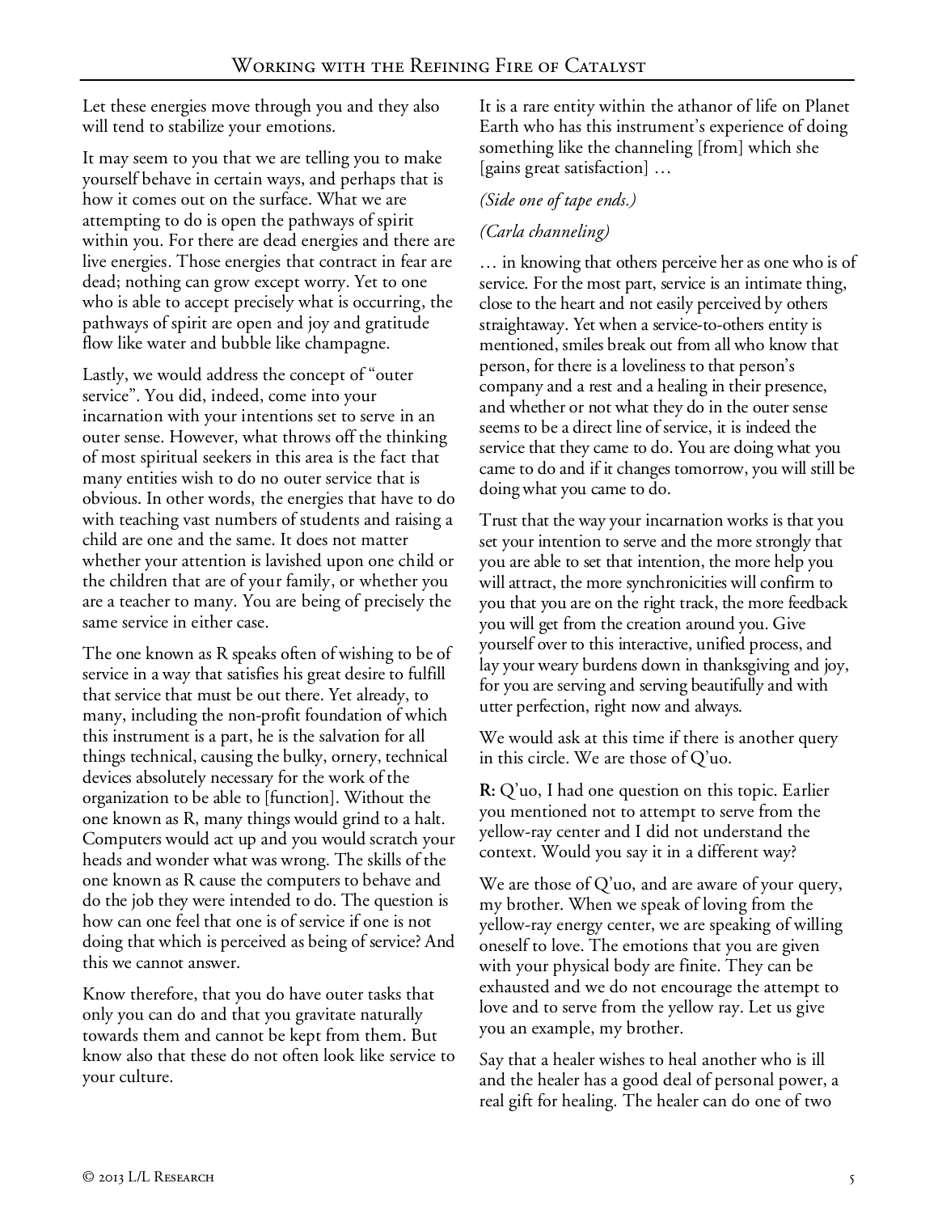Let these energies move through you and they also will tend to stabilize your emotions.

It may seem to you that we are telling you to make yourself behave in certain ways, and perhaps that is how it comes out on the surface. What we are attempting to do is open the pathways of spirit within you. For there are dead energies and there are live energies. Those energies that contract in fear are dead; nothing can grow except worry. Yet to one who is able to accept precisely what is occurring, the pathways of spirit are open and joy and gratitude flow like water and bubble like champagne.

Lastly, we would address the concept of "outer service". You did, indeed, come into your incarnation with your intentions set to serve in an outer sense. However, what throws off the thinking of most spiritual seekers in this area is the fact that many entities wish to do no outer service that is obvious. In other words, the energies that have to do with teaching vast numbers of students and raising a child are one and the same. It does not matter whether your attention is lavished upon one child or the children that are of your family, or whether you are a teacher to many. You are being of precisely the same service in either case.

The one known as R speaks often of wishing to be of service in a way that satisfies his great desire to fulfill that service that must be out there. Yet already, to many, including the non-profit foundation of which this instrument is a part, he is the salvation for all things technical, causing the bulky, ornery, technical devices absolutely necessary for the work of the organization to be able to [function]. Without the one known as R, many things would grind to a halt. Computers would act up and you would scratch your heads and wonder what was wrong. The skills of the one known as R cause the computers to behave and do the job they were intended to do. The question is how can one feel that one is of service if one is not doing that which is perceived as being of service? And this we cannot answer.

Know therefore, that you do have outer tasks that only you can do and that you gravitate naturally towards them and cannot be kept from them. But know also that these do not often look like service to your culture.

It is a rare entity within the athanor of life on Planet Earth who has this instrument's experience of doing something like the channeling [from] which she [gains great satisfaction] …

*(Side one of tape ends.)*

*(Carla channeling)*

… in knowing that others perceive her as one who is of service. For the most part, service is an intimate thing, close to the heart and not easily perceived by others straightaway. Yet when a service-to-others entity is mentioned, smiles break out from all who know that person, for there is a loveliness to that person's company and a rest and a healing in their presence, and whether or not what they do in the outer sense seems to be a direct line of service, it is indeed the service that they came to do. You are doing what you came to do and if it changes tomorrow, you will still be doing what you came to do.

Trust that the way your incarnation works is that you set your intention to serve and the more strongly that you are able to set that intention, the more help you will attract, the more synchronicities will confirm to you that you are on the right track, the more feedback you will get from the creation around you. Give yourself over to this interactive, unified process, and lay your weary burdens down in thanksgiving and joy, for you are serving and serving beautifully and with utter perfection, right now and always.

We would ask at this time if there is another query in this circle. We are those of Q'uo.

**R:** Q'uo, I had one question on this topic. Earlier you mentioned not to attempt to serve from the yellow-ray center and I did not understand the context. Would you say it in a different way?

We are those of Q'uo, and are aware of your query, my brother. When we speak of loving from the yellow-ray energy center, we are speaking of willing oneself to love. The emotions that you are given with your physical body are finite. They can be exhausted and we do not encourage the attempt to love and to serve from the yellow ray. Let us give you an example, my brother.

Say that a healer wishes to heal another who is ill and the healer has a good deal of personal power, a real gift for healing. The healer can do one of two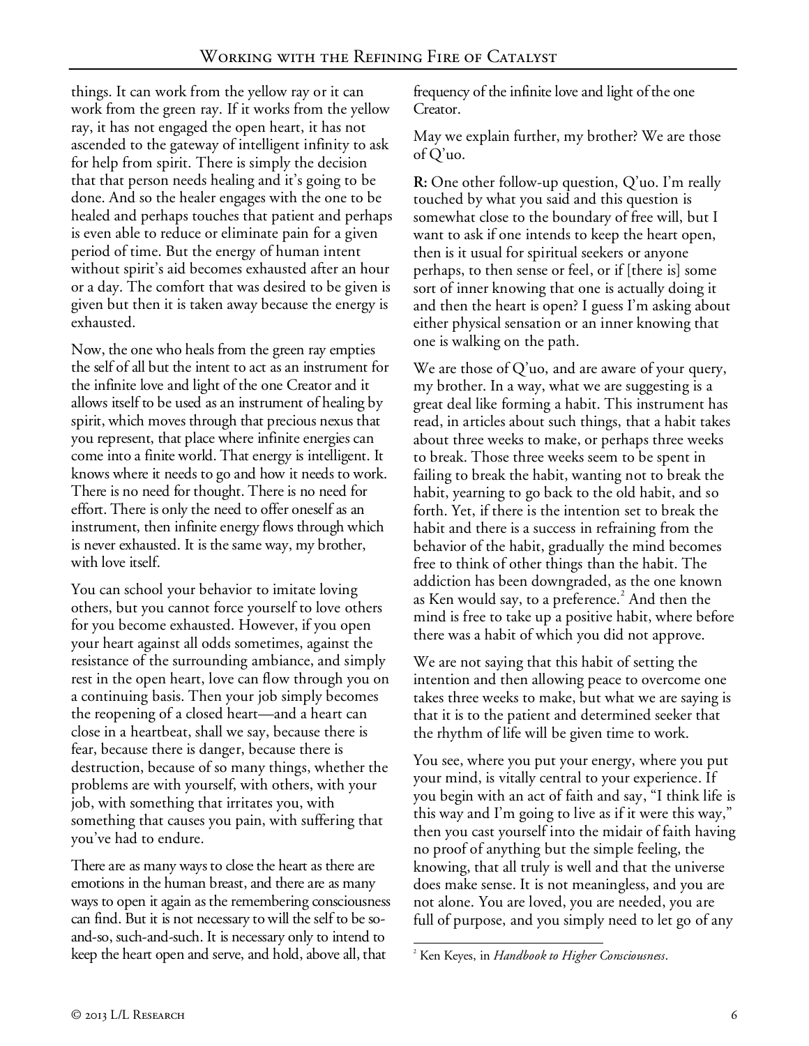things. It can work from the yellow ray or it can work from the green ray. If it works from the yellow ray, it has not engaged the open heart, it has not ascended to the gateway of intelligent infinity to ask for help from spirit. There is simply the decision that that person needs healing and it's going to be done. And so the healer engages with the one to be healed and perhaps touches that patient and perhaps is even able to reduce or eliminate pain for a given period of time. But the energy of human intent without spirit's aid becomes exhausted after an hour or a day. The comfort that was desired to be given is given but then it is taken away because the energy is exhausted.

Now, the one who heals from the green ray empties the self of all but the intent to act as an instrument for the infinite love and light of the one Creator and it allows itself to be used as an instrument of healing by spirit, which moves through that precious nexus that you represent, that place where infinite energies can come into a finite world. That energy is intelligent. It knows where it needs to go and how it needs to work. There is no need for thought. There is no need for effort. There is only the need to offer oneself as an instrument, then infinite energy flows through which is never exhausted. It is the same way, my brother, with love itself.

You can school your behavior to imitate loving others, but you cannot force yourself to love others for you become exhausted. However, if you open your heart against all odds sometimes, against the resistance of the surrounding ambiance, and simply rest in the open heart, love can flow through you on a continuing basis. Then your job simply becomes the reopening of a closed heart—and a heart can close in a heartbeat, shall we say, because there is fear, because there is danger, because there is destruction, because of so many things, whether the problems are with yourself, with others, with your job, with something that irritates you, with something that causes you pain, with suffering that you've had to endure.

There are as many ways to close the heart as there are emotions in the human breast, and there are as many ways to open it again as the remembering consciousness can find. But it is not necessary to will the self to be so-and-so, such-and-such. It is necessary only to intend to keep the heart open and serve, and hold, above all, that frequency of the infinite love and light of the one Creator.

May we explain further, my brother? We are those of Q'uo.

**R:** One other follow-up question, Q'uo. I'm really touched by what you said and this question is somewhat close to the boundary of free will, but I want to ask if one intends to keep the heart open, then is it usual for spiritual seekers or anyone perhaps, to then sense or feel, or if [there is] some sort of inner knowing that one is actually doing it and then the heart is open? I guess I'm asking about either physical sensation or an inner knowing that one is walking on the path.

We are those of Q'uo, and are aware of your query, my brother. In a way, what we are suggesting is a great deal like forming a habit. This instrument has read, in articles about such things, that a habit takes about three weeks to make, or perhaps three weeks to break. Those three weeks seem to be spent in failing to break the habit, wanting not to break the habit, yearning to go back to the old habit, and so forth. Yet, if there is the intention set to break the habit and there is a success in refraining from the behavior of the habit, gradually the mind becomes free to think of other things than the habit. The addiction has been downgraded, as the one known as Ken would say, to a preference.[2] And then the mind is free to take up a positive habit, where before there was a habit of which you did not approve.

We are not saying that this habit of setting the intention and then allowing peace to overcome one takes three weeks to make, but what we are saying is that it is to the patient and determined seeker that the rhythm of life will be given time to work.

You see, where you put your energy, where you put your mind, is vitally central to your experience. If you begin with an act of faith and say, "I think life is this way and I'm going to live as if it were this way," then you cast yourself into the midair of faith having no proof of anything but the simple feeling, the knowing, that all truly is well and that the universe does make sense. It is not meaningless, and you are not alone. You are loved, you are needed, you are full of purpose, and you simply need to let go of any

---

[2] Ken Keyes, in *Handbook to Higher Consciousness*.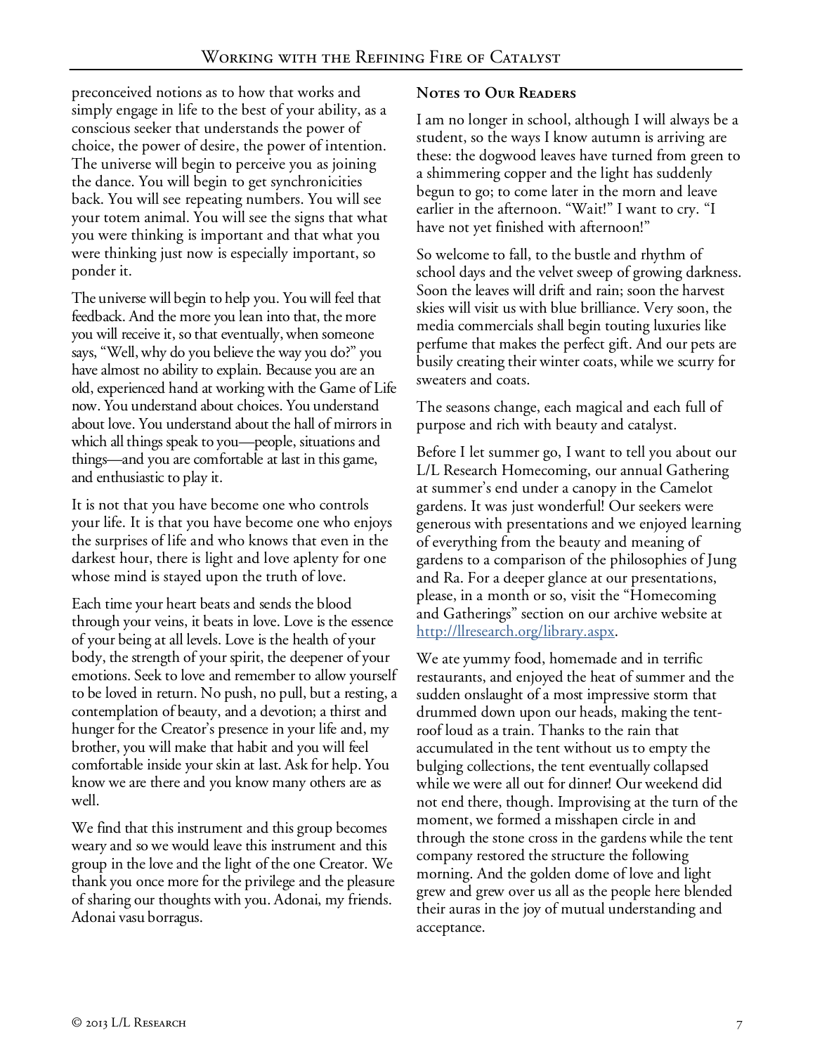preconceived notions as to how that works and simply engage in life to the best of your ability, as a conscious seeker that understands the power of choice, the power of desire, the power of intention. The universe will begin to perceive you as joining the dance. You will begin to get synchronicities back. You will see repeating numbers. You will see your totem animal. You will see the signs that what you were thinking is important and that what you were thinking just now is especially important, so ponder it.

The universe will begin to help you. You will feel that feedback. And the more you lean into that, the more you will receive it, so that eventually, when someone says, "Well, why do you believe the way you do?" you have almost no ability to explain. Because you are an old, experienced hand at working with the Game of Life now. You understand about choices. You understand about love. You understand about the hall of mirrors in which all things speak to you—people, situations and things—and you are comfortable at last in this game, and enthusiastic to play it.

It is not that you have become one who controls your life. It is that you have become one who enjoys the surprises of life and who knows that even in the darkest hour, there is light and love aplenty for one whose mind is stayed upon the truth of love.

Each time your heart beats and sends the blood through your veins, it beats in love. Love is the essence of your being at all levels. Love is the health of your body, the strength of your spirit, the deepener of your emotions. Seek to love and remember to allow yourself to be loved in return. No push, no pull, but a resting, a contemplation of beauty, and a devotion; a thirst and hunger for the Creator's presence in your life and, my brother, you will make that habit and you will feel comfortable inside your skin at last. Ask for help. You know we are there and you know many others are as well.

We find that this instrument and this group becomes weary and so we would leave this instrument and this group in the love and the light of the one Creator. We thank you once more for the privilege and the pleasure of sharing our thoughts with you. Adonai, my friends. Adonai vasu borragus.

## Notes to Our Readers

I am no longer in school, although I will always be a student, so the ways I know autumn is arriving are these: the dogwood leaves have turned from green to a shimmering copper and the light has suddenly begun to go; to come later in the morn and leave earlier in the afternoon. "Wait!" I want to cry. "I have not yet finished with afternoon!"

So welcome to fall, to the bustle and rhythm of school days and the velvet sweep of growing darkness. Soon the leaves will drift and rain; soon the harvest skies will visit us with blue brilliance. Very soon, the media commercials shall begin touting luxuries like perfume that makes the perfect gift. And our pets are busily creating their winter coats, while we scurry for sweaters and coats.

The seasons change, each magical and each full of purpose and rich with beauty and catalyst.

Before I let summer go, I want to tell you about our L/L Research Homecoming, our annual Gathering at summer's end under a canopy in the Camelot gardens. It was just wonderful! Our seekers were generous with presentations and we enjoyed learning of everything from the beauty and meaning of gardens to a comparison of the philosophies of Jung and Ra. For a deeper glance at our presentations, please, in a month or so, visit the "Homecoming and Gatherings" section on our archive website at http://llresearch.org/library.aspx.

We ate yummy food, homemade and in terrific restaurants, and enjoyed the heat of summer and the sudden onslaught of a most impressive storm that drummed down upon our heads, making the tent-roof loud as a train. Thanks to the rain that accumulated in the tent without us to empty the bulging collections, the tent eventually collapsed while we were all out for dinner! Our weekend did not end there, though. Improvising at the turn of the moment, we formed a misshapen circle in and through the stone cross in the gardens while the tent company restored the structure the following morning. And the golden dome of love and light grew and grew over us all as the people here blended their auras in the joy of mutual understanding and acceptance.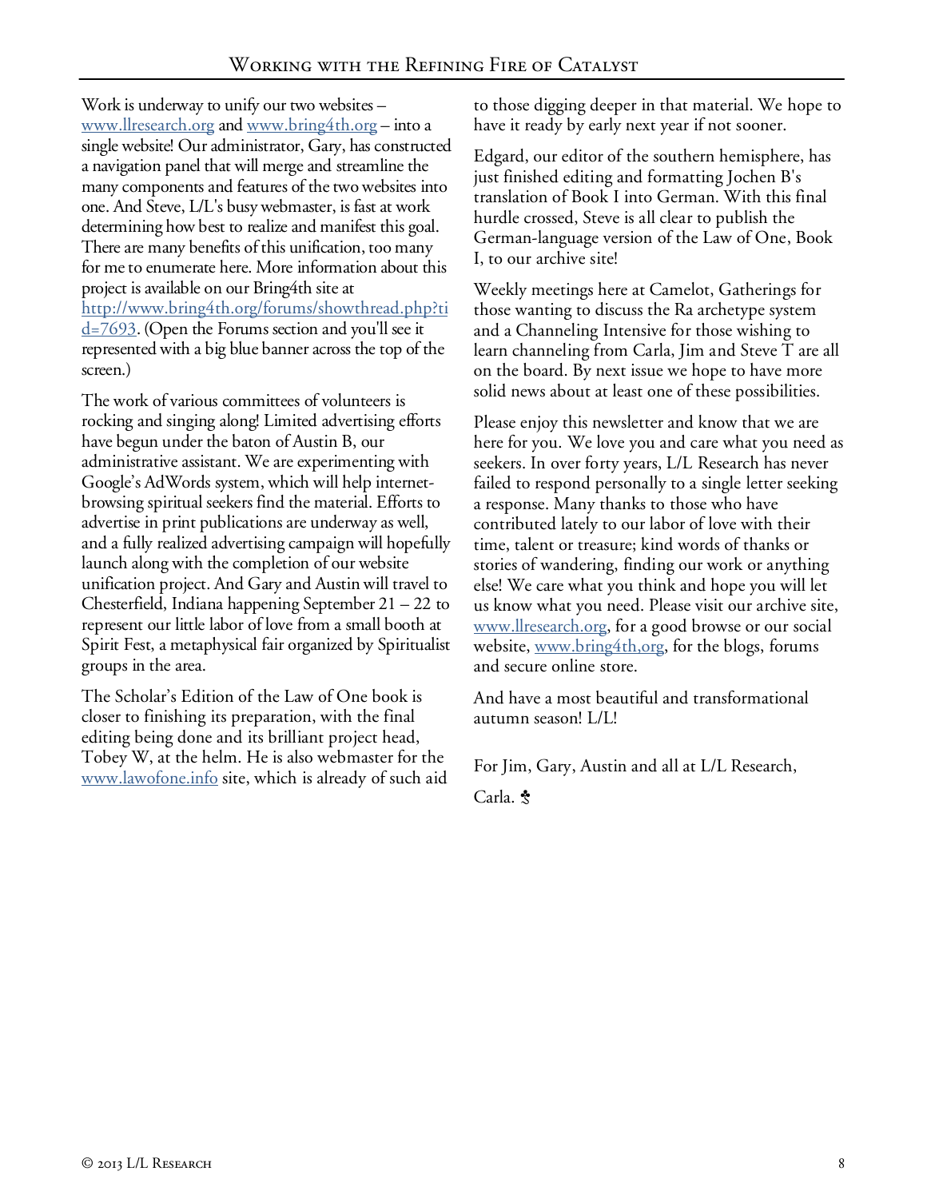Work is underway to unify our two websites – www.llresearch.org and www.bring4th.org – into a single website! Our administrator, Gary, has constructed a navigation panel that will merge and streamline the many components and features of the two websites into one. And Steve, L/L's busy webmaster, is fast at work determining how best to realize and manifest this goal. There are many benefits of this unification, too many for me to enumerate here. More information about this project is available on our Bring4th site at http://www.bring4th.org/forums/showthread.php?tid=7693. (Open the Forums section and you'll see it represented with a big blue banner across the top of the screen.)

The work of various committees of volunteers is rocking and singing along! Limited advertising efforts have begun under the baton of Austin B, our administrative assistant. We are experimenting with Google's AdWords system, which will help internet-browsing spiritual seekers find the material. Efforts to advertise in print publications are underway as well, and a fully realized advertising campaign will hopefully launch along with the completion of our website unification project. And Gary and Austin will travel to Chesterfield, Indiana happening September 21 – 22 to represent our little labor of love from a small booth at Spirit Fest, a metaphysical fair organized by Spiritualist groups in the area.

The Scholar's Edition of the Law of One book is closer to finishing its preparation, with the final editing being done and its brilliant project head, Tobey W, at the helm. He is also webmaster for the www.lawofone.info site, which is already of such aid to those digging deeper in that material. We hope to have it ready by early next year if not sooner.

Edgard, our editor of the southern hemisphere, has just finished editing and formatting Jochen B's translation of Book I into German. With this final hurdle crossed, Steve is all clear to publish the German-language version of the Law of One, Book I, to our archive site!

Weekly meetings here at Camelot, Gatherings for those wanting to discuss the Ra archetype system and a Channeling Intensive for those wishing to learn channeling from Carla, Jim and Steve T are all on the board. By next issue we hope to have more solid news about at least one of these possibilities.

Please enjoy this newsletter and know that we are here for you. We love you and care what you need as seekers. In over forty years, L/L Research has never failed to respond personally to a single letter seeking a response. Many thanks to those who have contributed lately to our labor of love with their time, talent or treasure; kind words of thanks or stories of wandering, finding our work or anything else! We care what you think and hope you will let us know what you need. Please visit our archive site, www.llresearch.org, for a good browse or our social website, www.bring4th,org, for the blogs, forums and secure online store.

And have a most beautiful and transformational autumn season! L/L!

For Jim, Gary, Austin and all at L/L Research,

Carla. ♣